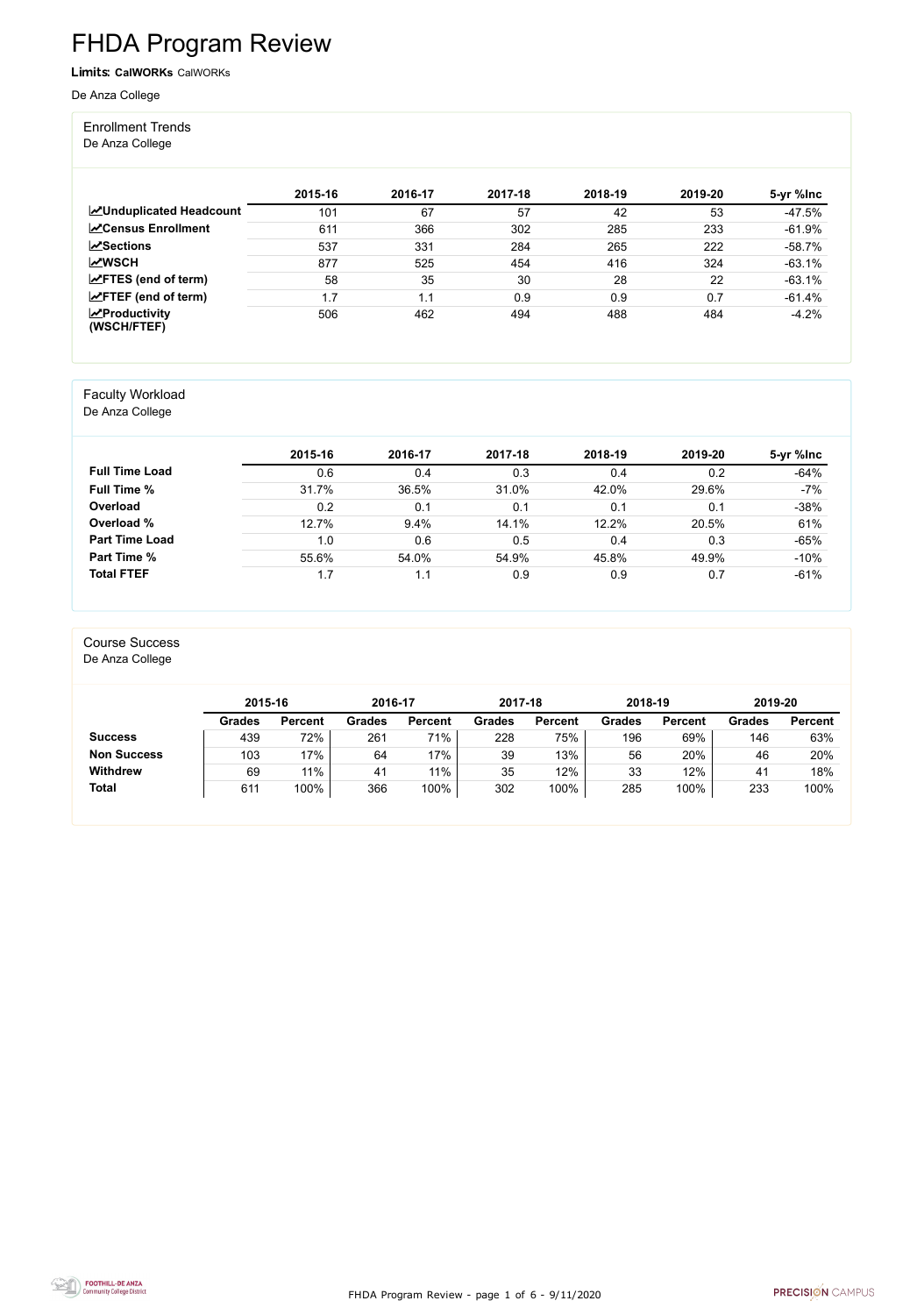# FHDA Program Review

**Limits: CalWORKs** CalWORKs

De Anza College

## Enrollment Trends

De Anza College

| | 2015-16 | 2016-17 | 2017-18 | 2018-19 | 2019-20 | 5-yr %Inc |
|---|---|---|---|---|---|---|
| **Unduplicated Headcount** | 101 | 67 | 57 | 42 | 53 | -47.5% |
| **Census Enrollment** | 611 | 366 | 302 | 285 | 233 | -61.9% |
| **Sections** | 537 | 331 | 284 | 265 | 222 | -58.7% |
| **WSCH** | 877 | 525 | 454 | 416 | 324 | -63.1% |
| **FTES (end of term)** | 58 | 35 | 30 | 28 | 22 | -63.1% |
| **FTEF (end of term)** | 1.7 | 1.1 | 0.9 | 0.9 | 0.7 | -61.4% |
| **Productivity (WSCH/FTEF)** | 506 | 462 | 494 | 488 | 484 | -4.2% |

## Faculty Workload

De Anza College

| | 2015-16 | 2016-17 | 2017-18 | 2018-19 | 2019-20 | 5-yr %Inc |
|---|---|---|---|---|---|---|
| **Full Time Load** | 0.6 | 0.4 | 0.3 | 0.4 | 0.2 | -64% |
| **Full Time %** | 31.7% | 36.5% | 31.0% | 42.0% | 29.6% | -7% |
| **Overload** | 0.2 | 0.1 | 0.1 | 0.1 | 0.1 | -38% |
| **Overload %** | 12.7% | 9.4% | 14.1% | 12.2% | 20.5% | 61% |
| **Part Time Load** | 1.0 | 0.6 | 0.5 | 0.4 | 0.3 | -65% |
| **Part Time %** | 55.6% | 54.0% | 54.9% | 45.8% | 49.9% | -10% |
| **Total FTEF** | 1.7 | 1.1 | 0.9 | 0.9 | 0.7 | -61% |

## Course Success

De Anza College

| | 2015-16 | | 2016-17 | | 2017-18 | | 2018-19 | | 2019-20 | |
|---|---|---|---|---|---|---|---|---|---|---|
| | Grades | Percent | Grades | Percent | Grades | Percent | Grades | Percent | Grades | Percent |
| **Success** | 439 | 72% | 261 | 71% | 228 | 75% | 196 | 69% | 146 | 63% |
| **Non Success** | 103 | 17% | 64 | 17% | 39 | 13% | 56 | 20% | 46 | 20% |
| **Withdrew** | 69 | 11% | 41 | 11% | 35 | 12% | 33 | 12% | 41 | 18% |
| **Total** | 611 | 100% | 366 | 100% | 302 | 100% | 285 | 100% | 233 | 100% |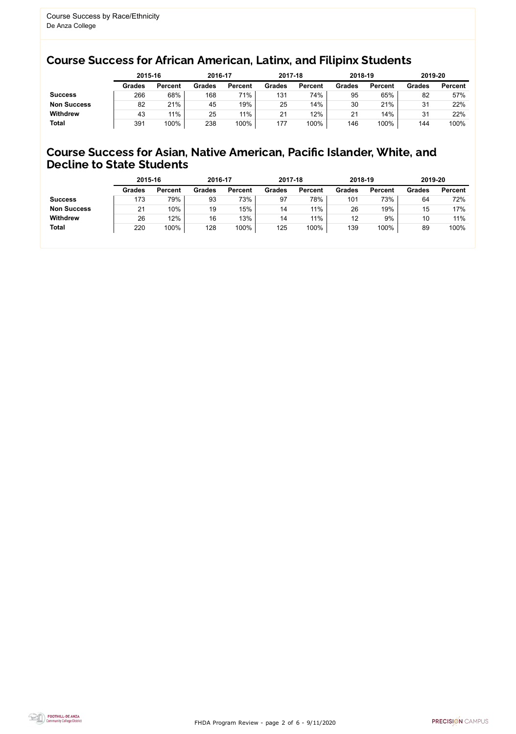Course Success by Race/Ethnicity
De Anza College

## Course Success for African American, Latinx, and Filipinx Students

| | 2015-16 | | 2016-17 | | 2017-18 | | 2018-19 | | 2019-20 | |
|---|---|---|---|---|---|---|---|---|---|---|
| | Grades | Percent | Grades | Percent | Grades | Percent | Grades | Percent | Grades | Percent |
| **Success** | 266 | 68% | 168 | 71% | 131 | 74% | 95 | 65% | 82 | 57% |
| **Non Success** | 82 | 21% | 45 | 19% | 25 | 14% | 30 | 21% | 31 | 22% |
| **Withdrew** | 43 | 11% | 25 | 11% | 21 | 12% | 21 | 14% | 31 | 22% |
| **Total** | 391 | 100% | 238 | 100% | 177 | 100% | 146 | 100% | 144 | 100% |

## Course Success for Asian, Native American, Pacific Islander, White, and Decline to State Students

| | 2015-16 | | 2016-17 | | 2017-18 | | 2018-19 | | 2019-20 | |
|---|---|---|---|---|---|---|---|---|---|---|
| | Grades | Percent | Grades | Percent | Grades | Percent | Grades | Percent | Grades | Percent |
| **Success** | 173 | 79% | 93 | 73% | 97 | 78% | 101 | 73% | 64 | 72% |
| **Non Success** | 21 | 10% | 19 | 15% | 14 | 11% | 26 | 19% | 15 | 17% |
| **Withdrew** | 26 | 12% | 16 | 13% | 14 | 11% | 12 | 9% | 10 | 11% |
| **Total** | 220 | 100% | 128 | 100% | 125 | 100% | 139 | 100% | 89 | 100% |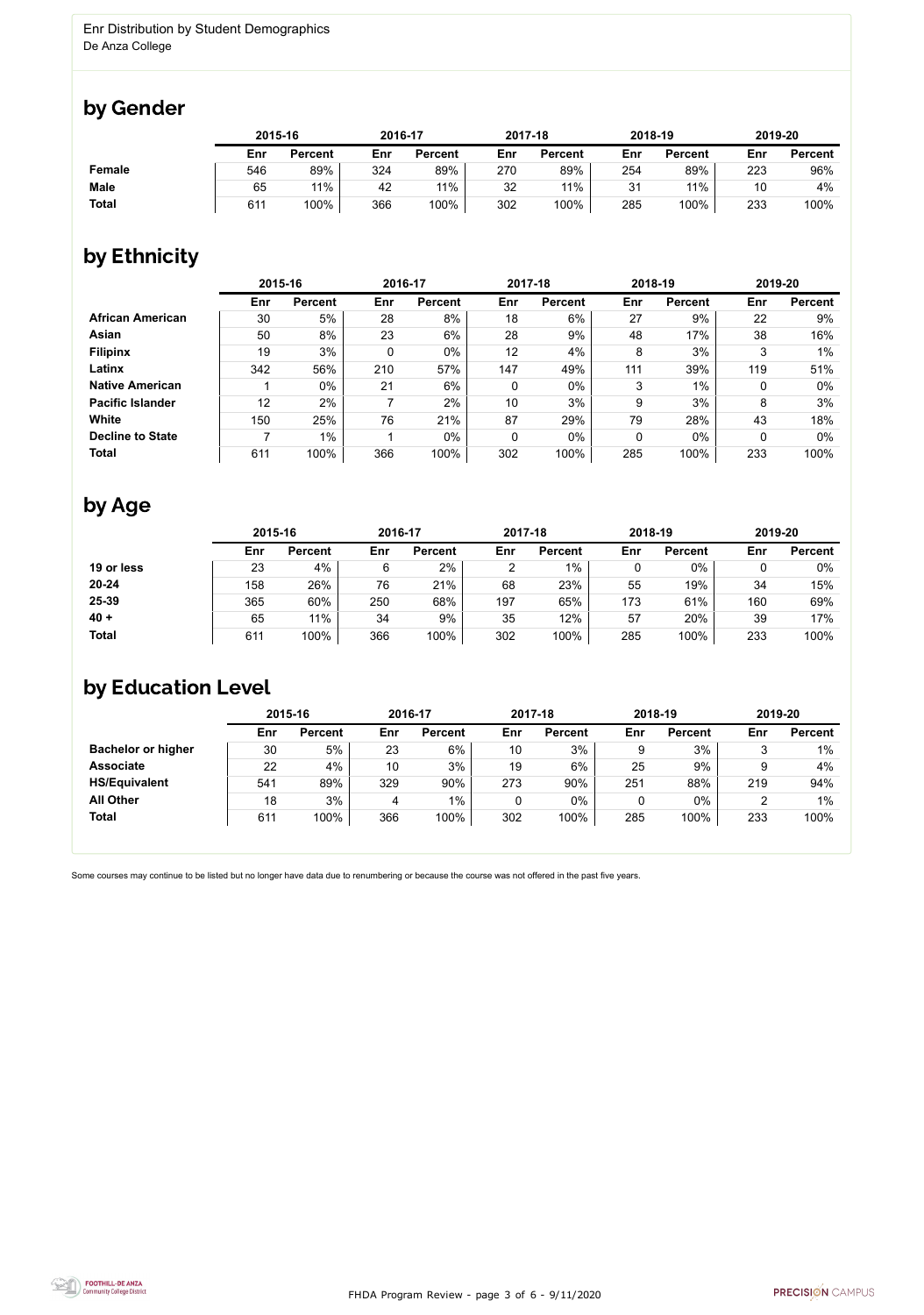Enr Distribution by Student Demographics
De Anza College

## by Gender

| | 2015-16 | | 2016-17 | | 2017-18 | | 2018-19 | | 2019-20 | |
|---|---|---|---|---|---|---|---|---|---|---|
| | Enr | Percent | Enr | Percent | Enr | Percent | Enr | Percent | Enr | Percent |
| **Female** | 546 | 89% | 324 | 89% | 270 | 89% | 254 | 89% | 223 | 96% |
| **Male** | 65 | 11% | 42 | 11% | 32 | 11% | 31 | 11% | 10 | 4% |
| **Total** | 611 | 100% | 366 | 100% | 302 | 100% | 285 | 100% | 233 | 100% |

## by Ethnicity

| | 2015-16 | | 2016-17 | | 2017-18 | | 2018-19 | | 2019-20 | |
|---|---|---|---|---|---|---|---|---|---|---|
| | Enr | Percent | Enr | Percent | Enr | Percent | Enr | Percent | Enr | Percent |
| **African American** | 30 | 5% | 28 | 8% | 18 | 6% | 27 | 9% | 22 | 9% |
| **Asian** | 50 | 8% | 23 | 6% | 28 | 9% | 48 | 17% | 38 | 16% |
| **Filipinx** | 19 | 3% | 0 | 0% | 12 | 4% | 8 | 3% | 3 | 1% |
| **Latinx** | 342 | 56% | 210 | 57% | 147 | 49% | 111 | 39% | 119 | 51% |
| **Native American** | 1 | 0% | 21 | 6% | 0 | 0% | 3 | 1% | 0 | 0% |
| **Pacific Islander** | 12 | 2% | 7 | 2% | 10 | 3% | 9 | 3% | 8 | 3% |
| **White** | 150 | 25% | 76 | 21% | 87 | 29% | 79 | 28% | 43 | 18% |
| **Decline to State** | 7 | 1% | 1 | 0% | 0 | 0% | 0 | 0% | 0 | 0% |
| **Total** | 611 | 100% | 366 | 100% | 302 | 100% | 285 | 100% | 233 | 100% |

## by Age

| | 2015-16 | | 2016-17 | | 2017-18 | | 2018-19 | | 2019-20 | |
|---|---|---|---|---|---|---|---|---|---|---|
| | Enr | Percent | Enr | Percent | Enr | Percent | Enr | Percent | Enr | Percent |
| **19 or less** | 23 | 4% | 6 | 2% | 2 | 1% | 0 | 0% | 0 | 0% |
| **20-24** | 158 | 26% | 76 | 21% | 68 | 23% | 55 | 19% | 34 | 15% |
| **25-39** | 365 | 60% | 250 | 68% | 197 | 65% | 173 | 61% | 160 | 69% |
| **40 +** | 65 | 11% | 34 | 9% | 35 | 12% | 57 | 20% | 39 | 17% |
| **Total** | 611 | 100% | 366 | 100% | 302 | 100% | 285 | 100% | 233 | 100% |

## by Education Level

| | 2015-16 | | 2016-17 | | 2017-18 | | 2018-19 | | 2019-20 | |
|---|---|---|---|---|---|---|---|---|---|---|
| | Enr | Percent | Enr | Percent | Enr | Percent | Enr | Percent | Enr | Percent |
| **Bachelor or higher** | 30 | 5% | 23 | 6% | 10 | 3% | 9 | 3% | 3 | 1% |
| **Associate** | 22 | 4% | 10 | 3% | 19 | 6% | 25 | 9% | 9 | 4% |
| **HS/Equivalent** | 541 | 89% | 329 | 90% | 273 | 90% | 251 | 88% | 219 | 94% |
| **All Other** | 18 | 3% | 4 | 1% | 0 | 0% | 0 | 0% | 2 | 1% |
| **Total** | 611 | 100% | 366 | 100% | 302 | 100% | 285 | 100% | 233 | 100% |

Some courses may continue to be listed but no longer have data due to renumbering or because the course was not offered in the past five years.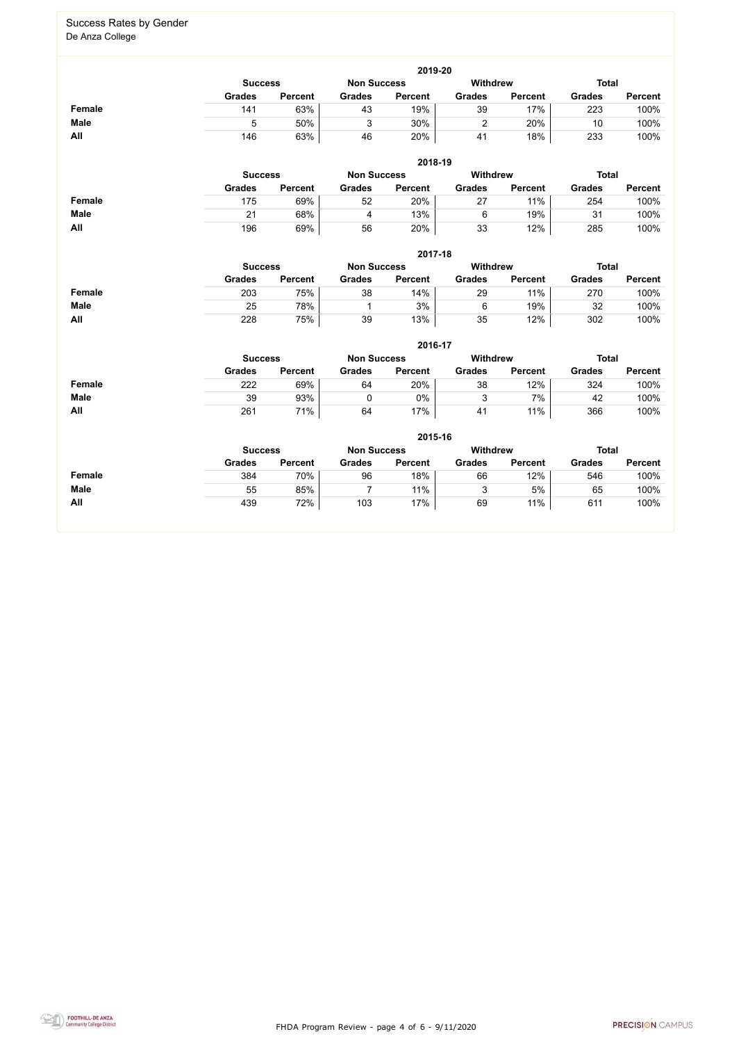## Success Rates by Gender

De Anza College

### 2019-20

| | Success | | Non Success | | Withdrew | | Total | |
|---|---|---|---|---|---|---|---|---|
| | Grades | Percent | Grades | Percent | Grades | Percent | Grades | Percent |
| **Female** | 141 | 63% | 43 | 19% | 39 | 17% | 223 | 100% |
| **Male** | 5 | 50% | 3 | 30% | 2 | 20% | 10 | 100% |
| **All** | 146 | 63% | 46 | 20% | 41 | 18% | 233 | 100% |

### 2018-19

| | Success | | Non Success | | Withdrew | | Total | |
|---|---|---|---|---|---|---|---|---|
| | Grades | Percent | Grades | Percent | Grades | Percent | Grades | Percent |
| **Female** | 175 | 69% | 52 | 20% | 27 | 11% | 254 | 100% |
| **Male** | 21 | 68% | 4 | 13% | 6 | 19% | 31 | 100% |
| **All** | 196 | 69% | 56 | 20% | 33 | 12% | 285 | 100% |

### 2017-18

| | Success | | Non Success | | Withdrew | | Total | |
|---|---|---|---|---|---|---|---|---|
| | Grades | Percent | Grades | Percent | Grades | Percent | Grades | Percent |
| **Female** | 203 | 75% | 38 | 14% | 29 | 11% | 270 | 100% |
| **Male** | 25 | 78% | 1 | 3% | 6 | 19% | 32 | 100% |
| **All** | 228 | 75% | 39 | 13% | 35 | 12% | 302 | 100% |

### 2016-17

| | Success | | Non Success | | Withdrew | | Total | |
|---|---|---|---|---|---|---|---|---|
| | Grades | Percent | Grades | Percent | Grades | Percent | Grades | Percent |
| **Female** | 222 | 69% | 64 | 20% | 38 | 12% | 324 | 100% |
| **Male** | 39 | 93% | 0 | 0% | 3 | 7% | 42 | 100% |
| **All** | 261 | 71% | 64 | 17% | 41 | 11% | 366 | 100% |

### 2015-16

| | Success | | Non Success | | Withdrew | | Total | |
|---|---|---|---|---|---|---|---|---|
| | Grades | Percent | Grades | Percent | Grades | Percent | Grades | Percent |
| **Female** | 384 | 70% | 96 | 18% | 66 | 12% | 546 | 100% |
| **Male** | 55 | 85% | 7 | 11% | 3 | 5% | 65 | 100% |
| **All** | 439 | 72% | 103 | 17% | 69 | 11% | 611 | 100% |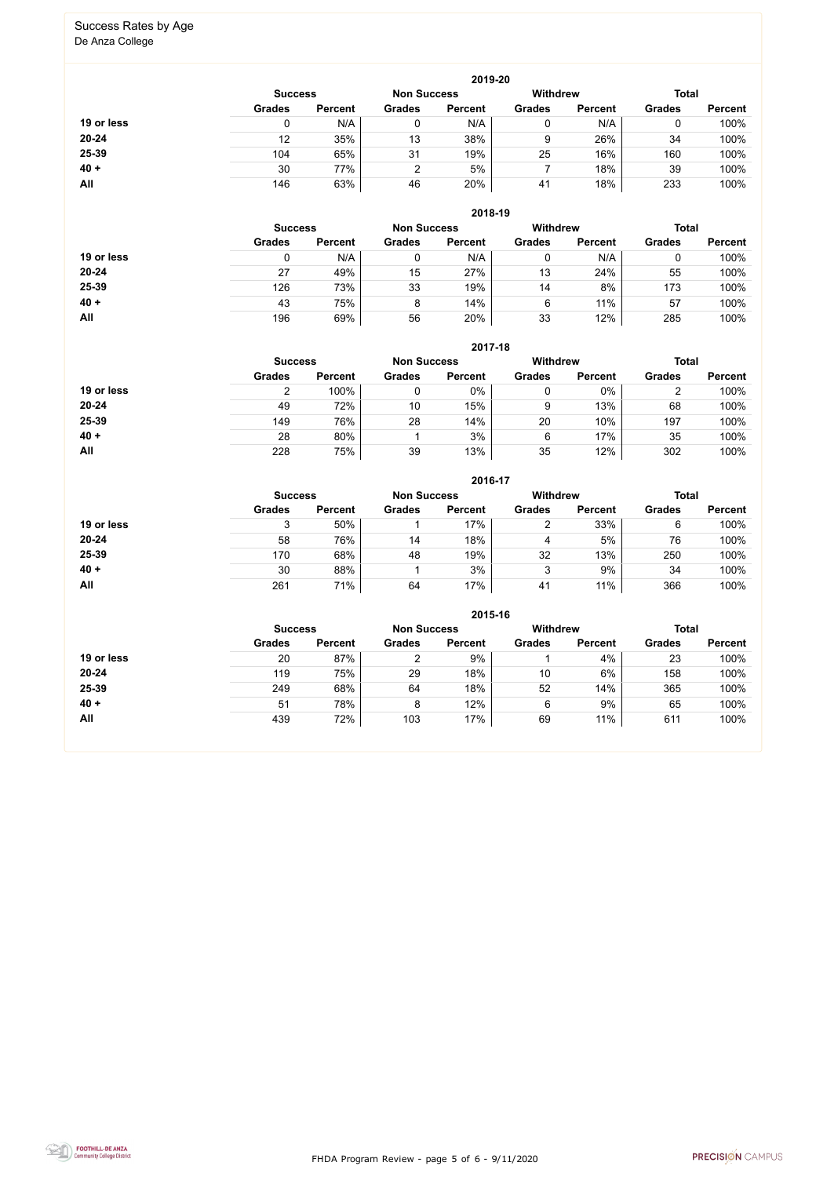# Success Rates by Age

De Anza College

| 2019-20 | Success | | Non Success | | Withdrew | | Total | |
|---|---|---|---|---|---|---|---|---|
| | Grades | Percent | Grades | Percent | Grades | Percent | Grades | Percent |
| 19 or less | 0 | N/A | 0 | N/A | 0 | N/A | 0 | 100% |
| 20-24 | 12 | 35% | 13 | 38% | 9 | 26% | 34 | 100% |
| 25-39 | 104 | 65% | 31 | 19% | 25 | 16% | 160 | 100% |
| 40 + | 30 | 77% | 2 | 5% | 7 | 18% | 39 | 100% |
| All | 146 | 63% | 46 | 20% | 41 | 18% | 233 | 100% |

| 2018-19 | Success | | Non Success | | Withdrew | | Total | |
|---|---|---|---|---|---|---|---|---|
| | Grades | Percent | Grades | Percent | Grades | Percent | Grades | Percent |
| 19 or less | 0 | N/A | 0 | N/A | 0 | N/A | 0 | 100% |
| 20-24 | 27 | 49% | 15 | 27% | 13 | 24% | 55 | 100% |
| 25-39 | 126 | 73% | 33 | 19% | 14 | 8% | 173 | 100% |
| 40 + | 43 | 75% | 8 | 14% | 6 | 11% | 57 | 100% |
| All | 196 | 69% | 56 | 20% | 33 | 12% | 285 | 100% |

| 2017-18 | Success | | Non Success | | Withdrew | | Total | |
|---|---|---|---|---|---|---|---|---|
| | Grades | Percent | Grades | Percent | Grades | Percent | Grades | Percent |
| 19 or less | 2 | 100% | 0 | 0% | 0 | 0% | 2 | 100% |
| 20-24 | 49 | 72% | 10 | 15% | 9 | 13% | 68 | 100% |
| 25-39 | 149 | 76% | 28 | 14% | 20 | 10% | 197 | 100% |
| 40 + | 28 | 80% | 1 | 3% | 6 | 17% | 35 | 100% |
| All | 228 | 75% | 39 | 13% | 35 | 12% | 302 | 100% |

| 2016-17 | Success | | Non Success | | Withdrew | | Total | |
|---|---|---|---|---|---|---|---|---|
| | Grades | Percent | Grades | Percent | Grades | Percent | Grades | Percent |
| 19 or less | 3 | 50% | 1 | 17% | 2 | 33% | 6 | 100% |
| 20-24 | 58 | 76% | 14 | 18% | 4 | 5% | 76 | 100% |
| 25-39 | 170 | 68% | 48 | 19% | 32 | 13% | 250 | 100% |
| 40 + | 30 | 88% | 1 | 3% | 3 | 9% | 34 | 100% |
| All | 261 | 71% | 64 | 17% | 41 | 11% | 366 | 100% |

| 2015-16 | Success | | Non Success | | Withdrew | | Total | |
|---|---|---|---|---|---|---|---|---|
| | Grades | Percent | Grades | Percent | Grades | Percent | Grades | Percent |
| 19 or less | 20 | 87% | 2 | 9% | 1 | 4% | 23 | 100% |
| 20-24 | 119 | 75% | 29 | 18% | 10 | 6% | 158 | 100% |
| 25-39 | 249 | 68% | 64 | 18% | 52 | 14% | 365 | 100% |
| 40 + | 51 | 78% | 8 | 12% | 6 | 9% | 65 | 100% |
| All | 439 | 72% | 103 | 17% | 69 | 11% | 611 | 100% |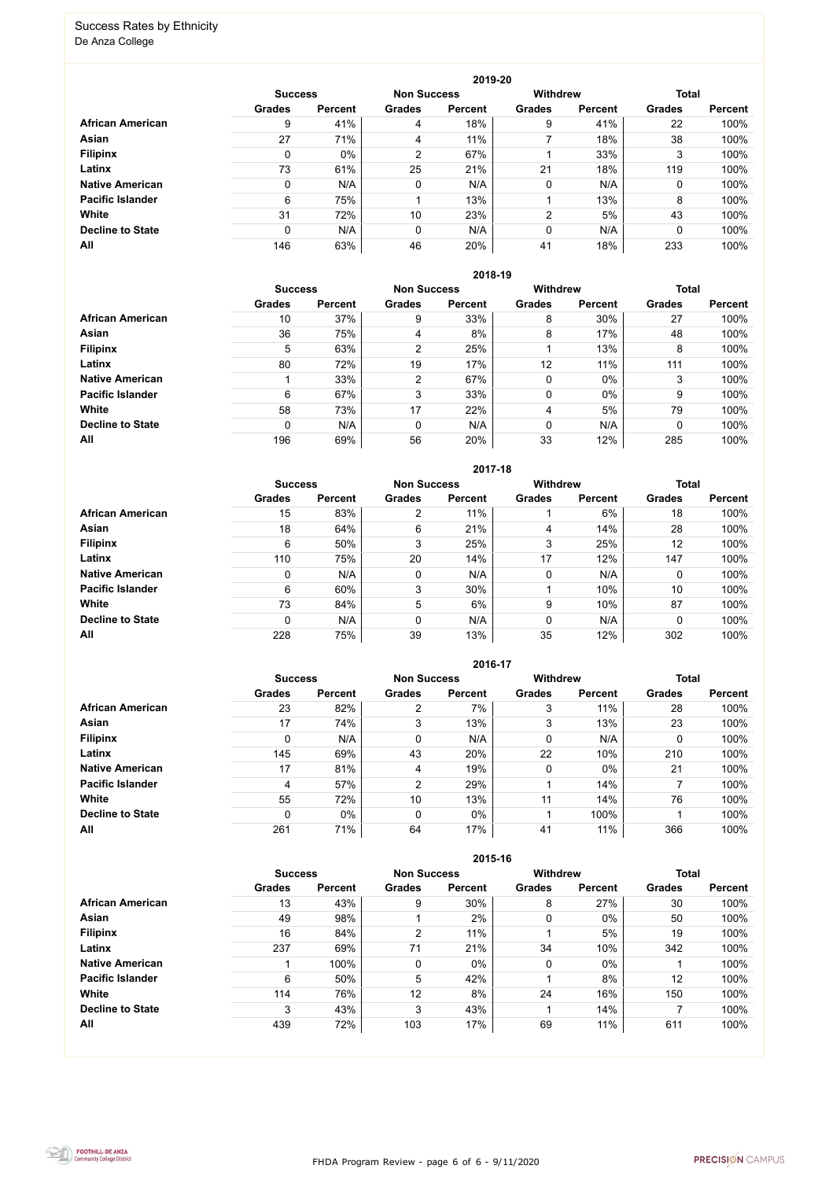# Success Rates by Ethnicity

De Anza College

| 2019-20 | Success | | Non Success | | Withdrew | | Total | |
|---|---|---|---|---|---|---|---|---|
| | Grades | Percent | Grades | Percent | Grades | Percent | Grades | Percent |
| **African American** | 9 | 41% | 4 | 18% | 9 | 41% | 22 | 100% |
| **Asian** | 27 | 71% | 4 | 11% | 7 | 18% | 38 | 100% |
| **Filipinx** | 0 | 0% | 2 | 67% | 1 | 33% | 3 | 100% |
| **Latinx** | 73 | 61% | 25 | 21% | 21 | 18% | 119 | 100% |
| **Native American** | 0 | N/A | 0 | N/A | 0 | N/A | 0 | 100% |
| **Pacific Islander** | 6 | 75% | 1 | 13% | 1 | 13% | 8 | 100% |
| **White** | 31 | 72% | 10 | 23% | 2 | 5% | 43 | 100% |
| **Decline to State** | 0 | N/A | 0 | N/A | 0 | N/A | 0 | 100% |
| **All** | 146 | 63% | 46 | 20% | 41 | 18% | 233 | 100% |

| 2018-19 | Success | | Non Success | | Withdrew | | Total | |
|---|---|---|---|---|---|---|---|---|
| | Grades | Percent | Grades | Percent | Grades | Percent | Grades | Percent |
| **African American** | 10 | 37% | 9 | 33% | 8 | 30% | 27 | 100% |
| **Asian** | 36 | 75% | 4 | 8% | 8 | 17% | 48 | 100% |
| **Filipinx** | 5 | 63% | 2 | 25% | 1 | 13% | 8 | 100% |
| **Latinx** | 80 | 72% | 19 | 17% | 12 | 11% | 111 | 100% |
| **Native American** | 1 | 33% | 2 | 67% | 0 | 0% | 3 | 100% |
| **Pacific Islander** | 6 | 67% | 3 | 33% | 0 | 0% | 9 | 100% |
| **White** | 58 | 73% | 17 | 22% | 4 | 5% | 79 | 100% |
| **Decline to State** | 0 | N/A | 0 | N/A | 0 | N/A | 0 | 100% |
| **All** | 196 | 69% | 56 | 20% | 33 | 12% | 285 | 100% |

| 2017-18 | Success | | Non Success | | Withdrew | | Total | |
|---|---|---|---|---|---|---|---|---|
| | Grades | Percent | Grades | Percent | Grades | Percent | Grades | Percent |
| **African American** | 15 | 83% | 2 | 11% | 1 | 6% | 18 | 100% |
| **Asian** | 18 | 64% | 6 | 21% | 4 | 14% | 28 | 100% |
| **Filipinx** | 6 | 50% | 3 | 25% | 3 | 25% | 12 | 100% |
| **Latinx** | 110 | 75% | 20 | 14% | 17 | 12% | 147 | 100% |
| **Native American** | 0 | N/A | 0 | N/A | 0 | N/A | 0 | 100% |
| **Pacific Islander** | 6 | 60% | 3 | 30% | 1 | 10% | 10 | 100% |
| **White** | 73 | 84% | 5 | 6% | 9 | 10% | 87 | 100% |
| **Decline to State** | 0 | N/A | 0 | N/A | 0 | N/A | 0 | 100% |
| **All** | 228 | 75% | 39 | 13% | 35 | 12% | 302 | 100% |

| 2016-17 | Success | | Non Success | | Withdrew | | Total | |
|---|---|---|---|---|---|---|---|---|
| | Grades | Percent | Grades | Percent | Grades | Percent | Grades | Percent |
| **African American** | 23 | 82% | 2 | 7% | 3 | 11% | 28 | 100% |
| **Asian** | 17 | 74% | 3 | 13% | 3 | 13% | 23 | 100% |
| **Filipinx** | 0 | N/A | 0 | N/A | 0 | N/A | 0 | 100% |
| **Latinx** | 145 | 69% | 43 | 20% | 22 | 10% | 210 | 100% |
| **Native American** | 17 | 81% | 4 | 19% | 0 | 0% | 21 | 100% |
| **Pacific Islander** | 4 | 57% | 2 | 29% | 1 | 14% | 7 | 100% |
| **White** | 55 | 72% | 10 | 13% | 11 | 14% | 76 | 100% |
| **Decline to State** | 0 | 0% | 0 | 0% | 1 | 100% | 1 | 100% |
| **All** | 261 | 71% | 64 | 17% | 41 | 11% | 366 | 100% |

| 2015-16 | Success | | Non Success | | Withdrew | | Total | |
|---|---|---|---|---|---|---|---|---|
| | Grades | Percent | Grades | Percent | Grades | Percent | Grades | Percent |
| **African American** | 13 | 43% | 9 | 30% | 8 | 27% | 30 | 100% |
| **Asian** | 49 | 98% | 1 | 2% | 0 | 0% | 50 | 100% |
| **Filipinx** | 16 | 84% | 2 | 11% | 1 | 5% | 19 | 100% |
| **Latinx** | 237 | 69% | 71 | 21% | 34 | 10% | 342 | 100% |
| **Native American** | 1 | 100% | 0 | 0% | 0 | 0% | 1 | 100% |
| **Pacific Islander** | 6 | 50% | 5 | 42% | 1 | 8% | 12 | 100% |
| **White** | 114 | 76% | 12 | 8% | 24 | 16% | 150 | 100% |
| **Decline to State** | 3 | 43% | 3 | 43% | 1 | 14% | 7 | 100% |
| **All** | 439 | 72% | 103 | 17% | 69 | 11% | 611 | 100% |